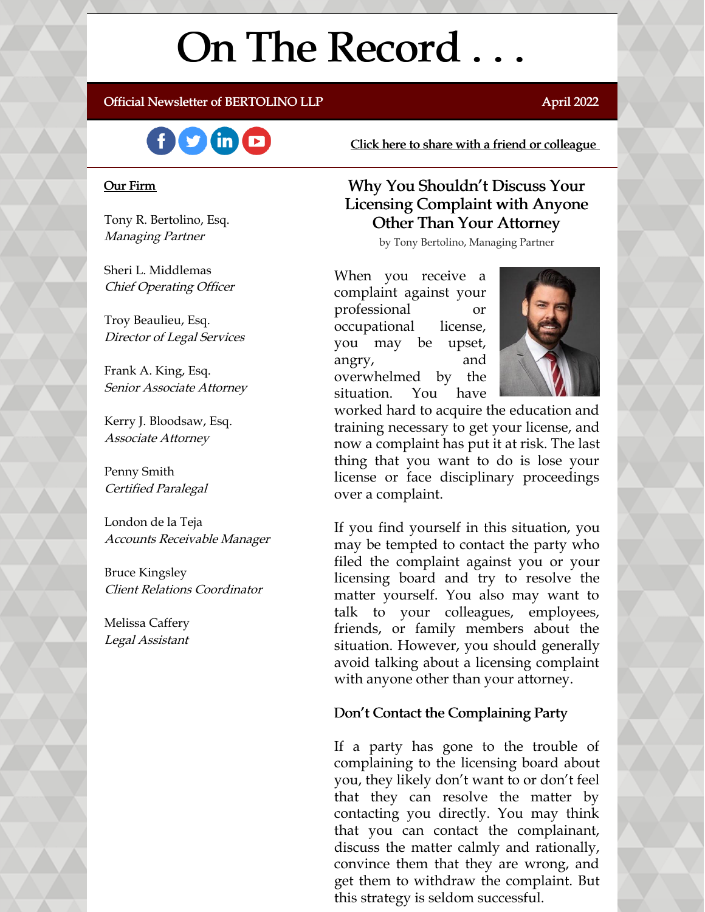# On The Record . . .

Official Newsletter of BERTOLINO LLP

April 2022

Click here to share with a friend or colleague

**Our Firm**

Tony R. Bertolino, Esq.
*Managing Partner*

Sheri L. Middlemas
*Chief Operating Officer*

Troy Beaulieu, Esq.
*Director of Legal Services*

Frank A. King, Esq.
*Senior Associate Attorney*

Kerry J. Bloodsaw, Esq.
*Associate Attorney*

Penny Smith
*Certified Paralegal*

London de la Teja
*Accounts Receivable Manager*

Bruce Kingsley
*Client Relations Coordinator*

Melissa Caffery
*Legal Assistant*

## Why You Shouldn't Discuss Your Licensing Complaint with Anyone Other Than Your Attorney

by Tony Bertolino, Managing Partner

When you receive a complaint against your professional or occupational license, you may be upset, angry, and overwhelmed by the situation. You have worked hard to acquire the education and training necessary to get your license, and now a complaint has put it at risk. The last thing that you want to do is lose your license or face disciplinary proceedings over a complaint.

If you find yourself in this situation, you may be tempted to contact the party who filed the complaint against you or your licensing board and try to resolve the matter yourself. You also may want to talk to your colleagues, employees, friends, or family members about the situation. However, you should generally avoid talking about a licensing complaint with anyone other than your attorney.

### Don't Contact the Complaining Party

If a party has gone to the trouble of complaining to the licensing board about you, they likely don't want to or don't feel that they can resolve the matter by contacting you directly. You may think that you can contact the complainant, discuss the matter calmly and rationally, convince them that they are wrong, and get them to withdraw the complaint. But this strategy is seldom successful.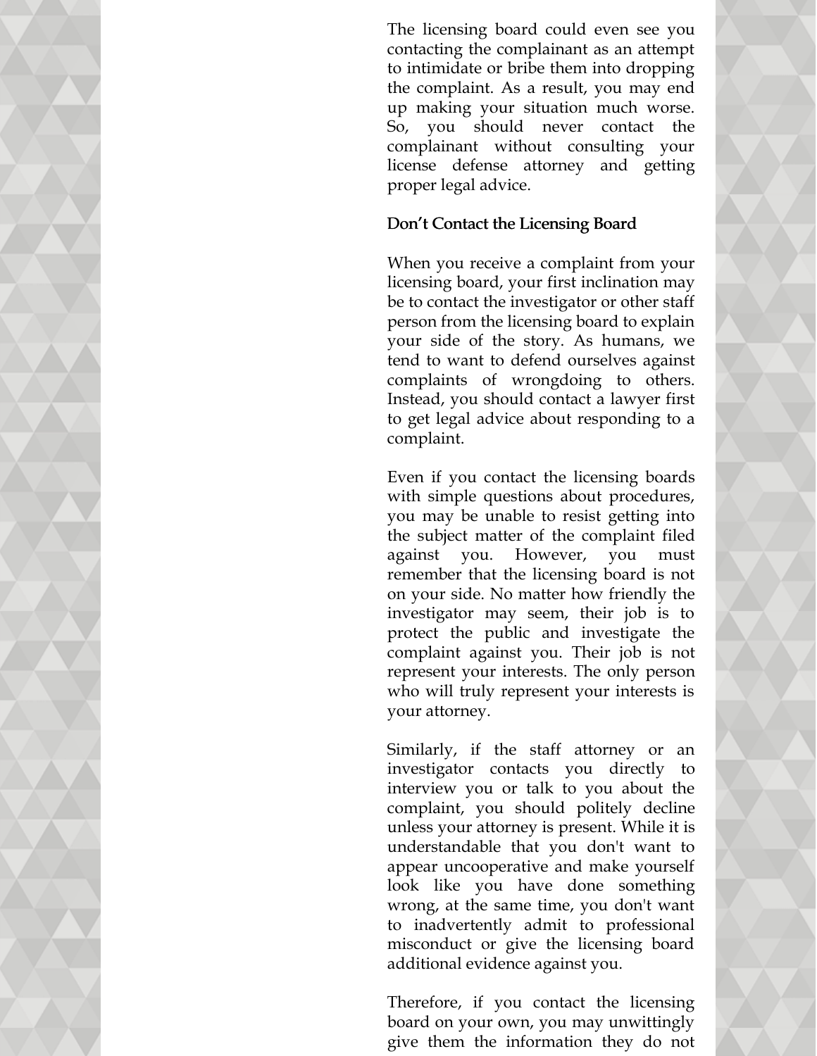The licensing board could even see you contacting the complainant as an attempt to intimidate or bribe them into dropping the complaint. As a result, you may end up making your situation much worse. So, you should never contact the complainant without consulting your license defense attorney and getting proper legal advice.

### Don't Contact the Licensing Board

When you receive a complaint from your licensing board, your first inclination may be to contact the investigator or other staff person from the licensing board to explain your side of the story. As humans, we tend to want to defend ourselves against complaints of wrongdoing to others. Instead, you should contact a lawyer first to get legal advice about responding to a complaint.

Even if you contact the licensing boards with simple questions about procedures, you may be unable to resist getting into the subject matter of the complaint filed against you. However, you must remember that the licensing board is not on your side. No matter how friendly the investigator may seem, their job is to protect the public and investigate the complaint against you. Their job is not represent your interests. The only person who will truly represent your interests is your attorney.

Similarly, if the staff attorney or an investigator contacts you directly to interview you or talk to you about the complaint, you should politely decline unless your attorney is present. While it is understandable that you don't want to appear uncooperative and make yourself look like you have done something wrong, at the same time, you don't want to inadvertently admit to professional misconduct or give the licensing board additional evidence against you.

Therefore, if you contact the licensing board on your own, you may unwittingly give them the information they do not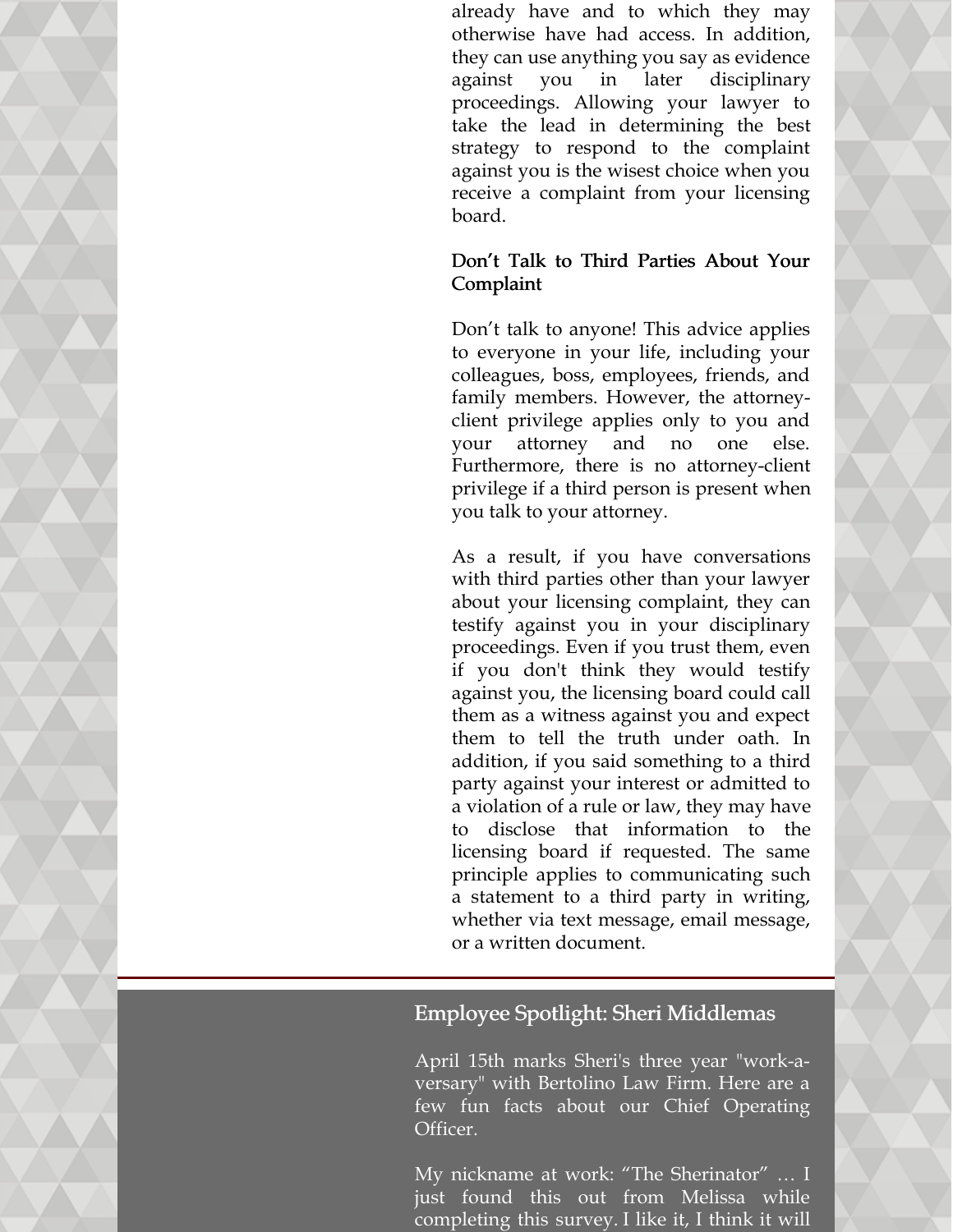already have and to which they may otherwise have had access. In addition, they can use anything you say as evidence against you in later disciplinary proceedings. Allowing your lawyer to take the lead in determining the best strategy to respond to the complaint against you is the wisest choice when you receive a complaint from your licensing board.

### Don't Talk to Third Parties About Your Complaint

Don't talk to anyone! This advice applies to everyone in your life, including your colleagues, boss, employees, friends, and family members. However, the attorney-client privilege applies only to you and your attorney and no one else. Furthermore, there is no attorney-client privilege if a third person is present when you talk to your attorney.

As a result, if you have conversations with third parties other than your lawyer about your licensing complaint, they can testify against you in your disciplinary proceedings. Even if you trust them, even if you don't think they would testify against you, the licensing board could call them as a witness against you and expect them to tell the truth under oath. In addition, if you said something to a third party against your interest or admitted to a violation of a rule or law, they may have to disclose that information to the licensing board if requested. The same principle applies to communicating such a statement to a third party in writing, whether via text message, email message, or a written document.

---

## Employee Spotlight: Sheri Middlemas

April 15th marks Sheri's three year "work-a-versary" with Bertolino Law Firm. Here are a few fun facts about our Chief Operating Officer.

My nickname at work: "The Sherinator" … I just found this out from Melissa while completing this survey. I like it, I think it will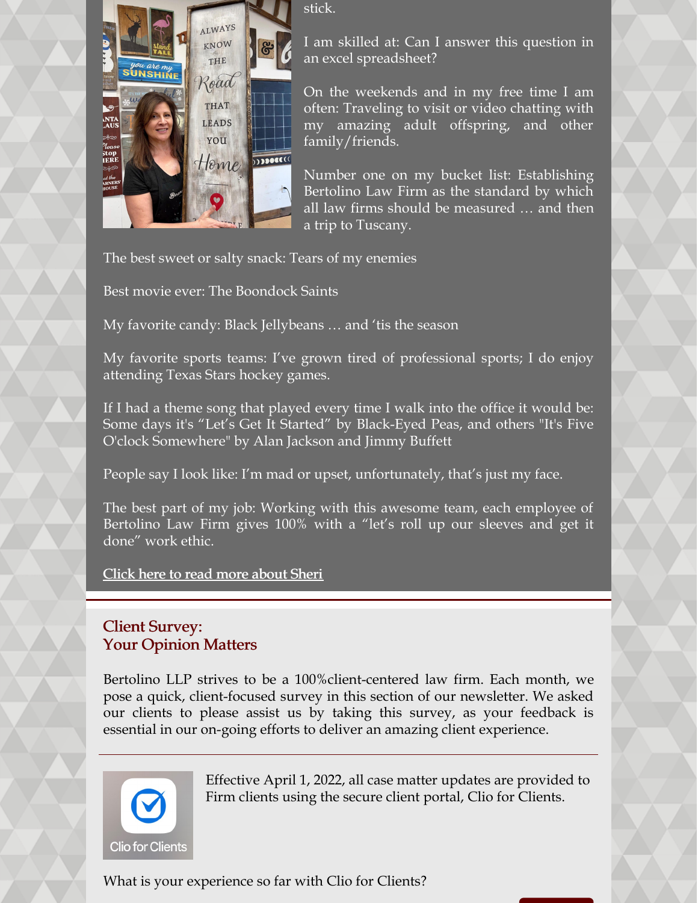stick.

I am skilled at: Can I answer this question in an excel spreadsheet?

On the weekends and in my free time I am often: Traveling to visit or video chatting with my amazing adult offspring, and other family/friends.

Number one on my bucket list: Establishing Bertolino Law Firm as the standard by which all law firms should be measured … and then a trip to Tuscany.

The best sweet or salty snack: Tears of my enemies

Best movie ever: The Boondock Saints

My favorite candy: Black Jellybeans … and 'tis the season

My favorite sports teams: I've grown tired of professional sports; I do enjoy attending Texas Stars hockey games.

If I had a theme song that played every time I walk into the office it would be: Some days it's "Let's Get It Started" by Black-Eyed Peas, and others "It's Five O'clock Somewhere" by Alan Jackson and Jimmy Buffett

People say I look like: I'm mad or upset, unfortunately, that's just my face.

The best part of my job: Working with this awesome team, each employee of Bertolino Law Firm gives 100% with a "let's roll up our sleeves and get it done" work ethic.

Click here to read more about Sheri

## Client Survey: Your Opinion Matters

Bertolino LLP strives to be a 100%client-centered law firm. Each month, we pose a quick, client-focused survey in this section of our newsletter. We asked our clients to please assist us by taking this survey, as your feedback is essential in our on-going efforts to deliver an amazing client experience.

---

Clio for Clients

Effective April 1, 2022, all case matter updates are provided to Firm clients using the secure client portal, Clio for Clients.

What is your experience so far with Clio for Clients?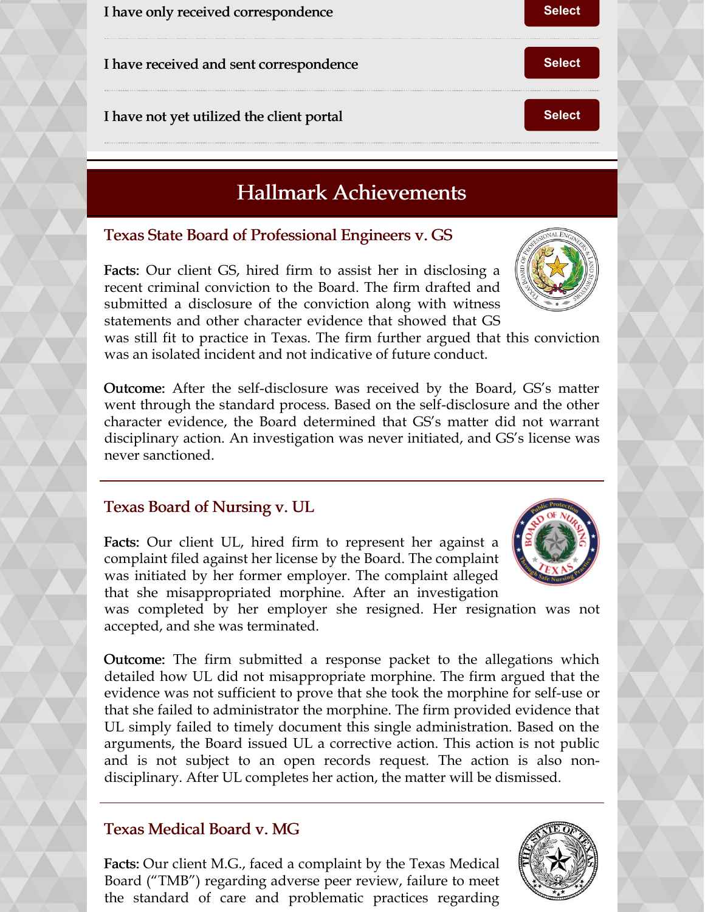I have only received correspondence — Select

I have received and sent correspondence — Select

I have not yet utilized the client portal — Select

## Hallmark Achievements

### Texas State Board of Professional Engineers v. GS

**Facts:** Our client GS, hired firm to assist her in disclosing a recent criminal conviction to the Board. The firm drafted and submitted a disclosure of the conviction along with witness statements and other character evidence that showed that GS was still fit to practice in Texas. The firm further argued that this conviction was an isolated incident and not indicative of future conduct.

**Outcome:** After the self-disclosure was received by the Board, GS's matter went through the standard process. Based on the self-disclosure and the other character evidence, the Board determined that GS's matter did not warrant disciplinary action. An investigation was never initiated, and GS's license was never sanctioned.

### Texas Board of Nursing v. UL

**Facts:** Our client UL, hired firm to represent her against a complaint filed against her license by the Board. The complaint was initiated by her former employer. The complaint alleged that she misappropriated morphine. After an investigation was completed by her employer she resigned. Her resignation was not accepted, and she was terminated.

**Outcome:** The firm submitted a response packet to the allegations which detailed how UL did not misappropriate morphine. The firm argued that the evidence was not sufficient to prove that she took the morphine for self-use or that she failed to administrator the morphine. The firm provided evidence that UL simply failed to timely document this single administration. Based on the arguments, the Board issued UL a corrective action. This action is not public and is not subject to an open records request. The action is also non-disciplinary. After UL completes her action, the matter will be dismissed.

### Texas Medical Board v. MG

**Facts:** Our client M.G., faced a complaint by the Texas Medical Board ("TMB") regarding adverse peer review, failure to meet the standard of care and problematic practices regarding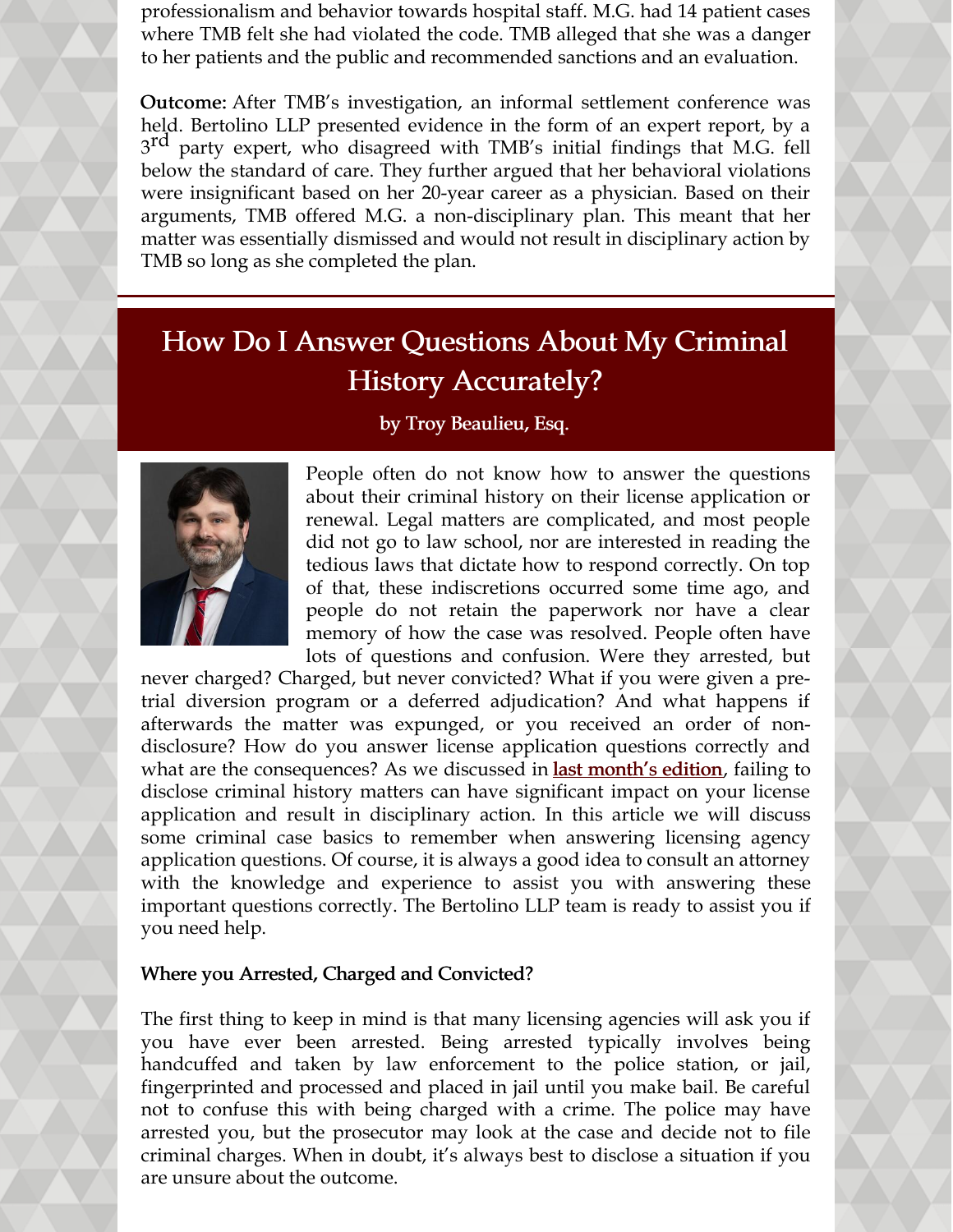professionalism and behavior towards hospital staff. M.G. had 14 patient cases where TMB felt she had violated the code. TMB alleged that she was a danger to her patients and the public and recommended sanctions and an evaluation.

**Outcome:** After TMB's investigation, an informal settlement conference was held. Bertolino LLP presented evidence in the form of an expert report, by a 3rd party expert, who disagreed with TMB's initial findings that M.G. fell below the standard of care. They further argued that her behavioral violations were insignificant based on her 20-year career as a physician. Based on their arguments, TMB offered M.G. a non-disciplinary plan. This meant that her matter was essentially dismissed and would not result in disciplinary action by TMB so long as she completed the plan.

## How Do I Answer Questions About My Criminal History Accurately?

**by Troy Beaulieu, Esq.**

People often do not know how to answer the questions about their criminal history on their license application or renewal. Legal matters are complicated, and most people did not go to law school, nor are interested in reading the tedious laws that dictate how to respond correctly. On top of that, these indiscretions occurred some time ago, and people do not retain the paperwork nor have a clear memory of how the case was resolved. People often have lots of questions and confusion. Were they arrested, but never charged? Charged, but never convicted? What if you were given a pre-trial diversion program or a deferred adjudication? And what happens if afterwards the matter was expunged, or you received an order of non-disclosure? How do you answer license application questions correctly and what are the consequences? As we discussed in **last month's edition**, failing to disclose criminal history matters can have significant impact on your license application and result in disciplinary action. In this article we will discuss some criminal case basics to remember when answering licensing agency application questions. Of course, it is always a good idea to consult an attorney with the knowledge and experience to assist you with answering these important questions correctly. The Bertolino LLP team is ready to assist you if you need help.

### Where you Arrested, Charged and Convicted?

The first thing to keep in mind is that many licensing agencies will ask you if you have ever been arrested. Being arrested typically involves being handcuffed and taken by law enforcement to the police station, or jail, fingerprinted and processed and placed in jail until you make bail. Be careful not to confuse this with being charged with a crime. The police may have arrested you, but the prosecutor may look at the case and decide not to file criminal charges. When in doubt, it's always best to disclose a situation if you are unsure about the outcome.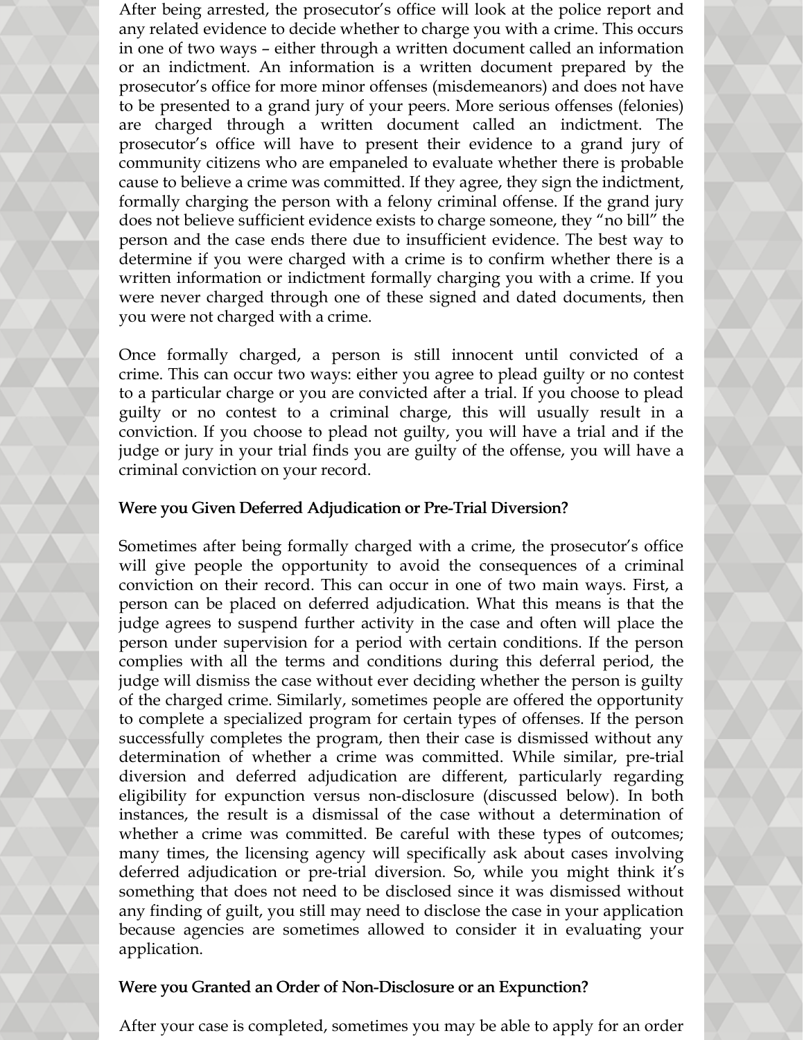After being arrested, the prosecutor's office will look at the police report and any related evidence to decide whether to charge you with a crime. This occurs in one of two ways – either through a written document called an information or an indictment. An information is a written document prepared by the prosecutor's office for more minor offenses (misdemeanors) and does not have to be presented to a grand jury of your peers. More serious offenses (felonies) are charged through a written document called an indictment. The prosecutor's office will have to present their evidence to a grand jury of community citizens who are empaneled to evaluate whether there is probable cause to believe a crime was committed. If they agree, they sign the indictment, formally charging the person with a felony criminal offense. If the grand jury does not believe sufficient evidence exists to charge someone, they "no bill" the person and the case ends there due to insufficient evidence. The best way to determine if you were charged with a crime is to confirm whether there is a written information or indictment formally charging you with a crime. If you were never charged through one of these signed and dated documents, then you were not charged with a crime.

Once formally charged, a person is still innocent until convicted of a crime. This can occur two ways: either you agree to plead guilty or no contest to a particular charge or you are convicted after a trial. If you choose to plead guilty or no contest to a criminal charge, this will usually result in a conviction. If you choose to plead not guilty, you will have a trial and if the judge or jury in your trial finds you are guilty of the offense, you will have a criminal conviction on your record.

**Were you Given Deferred Adjudication or Pre-Trial Diversion?**

Sometimes after being formally charged with a crime, the prosecutor's office will give people the opportunity to avoid the consequences of a criminal conviction on their record. This can occur in one of two main ways. First, a person can be placed on deferred adjudication. What this means is that the judge agrees to suspend further activity in the case and often will place the person under supervision for a period with certain conditions. If the person complies with all the terms and conditions during this deferral period, the judge will dismiss the case without ever deciding whether the person is guilty of the charged crime. Similarly, sometimes people are offered the opportunity to complete a specialized program for certain types of offenses. If the person successfully completes the program, then their case is dismissed without any determination of whether a crime was committed. While similar, pre-trial diversion and deferred adjudication are different, particularly regarding eligibility for expunction versus non-disclosure (discussed below). In both instances, the result is a dismissal of the case without a determination of whether a crime was committed. Be careful with these types of outcomes; many times, the licensing agency will specifically ask about cases involving deferred adjudication or pre-trial diversion. So, while you might think it's something that does not need to be disclosed since it was dismissed without any finding of guilt, you still may need to disclose the case in your application because agencies are sometimes allowed to consider it in evaluating your application.

**Were you Granted an Order of Non-Disclosure or an Expunction?**

After your case is completed, sometimes you may be able to apply for an order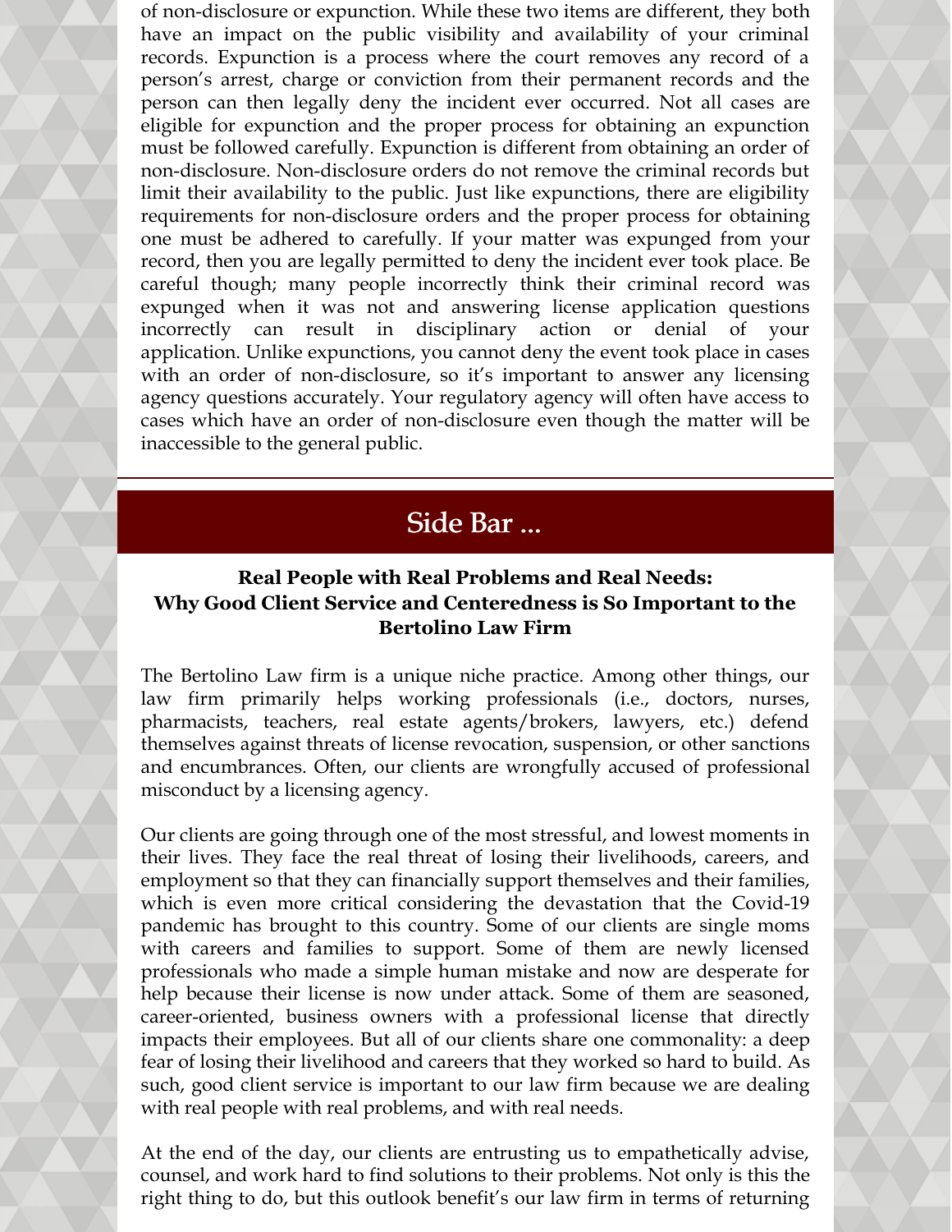of non-disclosure or expunction. While these two items are different, they both have an impact on the public visibility and availability of your criminal records. Expunction is a process where the court removes any record of a person's arrest, charge or conviction from their permanent records and the person can then legally deny the incident ever occurred. Not all cases are eligible for expunction and the proper process for obtaining an expunction must be followed carefully. Expunction is different from obtaining an order of non-disclosure. Non-disclosure orders do not remove the criminal records but limit their availability to the public. Just like expunctions, there are eligibility requirements for non-disclosure orders and the proper process for obtaining one must be adhered to carefully. If your matter was expunged from your record, then you are legally permitted to deny the incident ever took place. Be careful though; many people incorrectly think their criminal record was expunged when it was not and answering license application questions incorrectly can result in disciplinary action or denial of your application. Unlike expunctions, you cannot deny the event took place in cases with an order of non-disclosure, so it's important to answer any licensing agency questions accurately. Your regulatory agency will often have access to cases which have an order of non-disclosure even though the matter will be inaccessible to the general public.

## Side Bar ...

### Real People with Real Problems and Real Needs: Why Good Client Service and Centeredness is So Important to the Bertolino Law Firm

The Bertolino Law firm is a unique niche practice. Among other things, our law firm primarily helps working professionals (i.e., doctors, nurses, pharmacists, teachers, real estate agents/brokers, lawyers, etc.) defend themselves against threats of license revocation, suspension, or other sanctions and encumbrances. Often, our clients are wrongfully accused of professional misconduct by a licensing agency.

Our clients are going through one of the most stressful, and lowest moments in their lives. They face the real threat of losing their livelihoods, careers, and employment so that they can financially support themselves and their families, which is even more critical considering the devastation that the Covid-19 pandemic has brought to this country. Some of our clients are single moms with careers and families to support. Some of them are newly licensed professionals who made a simple human mistake and now are desperate for help because their license is now under attack. Some of them are seasoned, career-oriented, business owners with a professional license that directly impacts their employees. But all of our clients share one commonality: a deep fear of losing their livelihood and careers that they worked so hard to build. As such, good client service is important to our law firm because we are dealing with real people with real problems, and with real needs.

At the end of the day, our clients are entrusting us to empathetically advise, counsel, and work hard to find solutions to their problems. Not only is this the right thing to do, but this outlook benefit's our law firm in terms of returning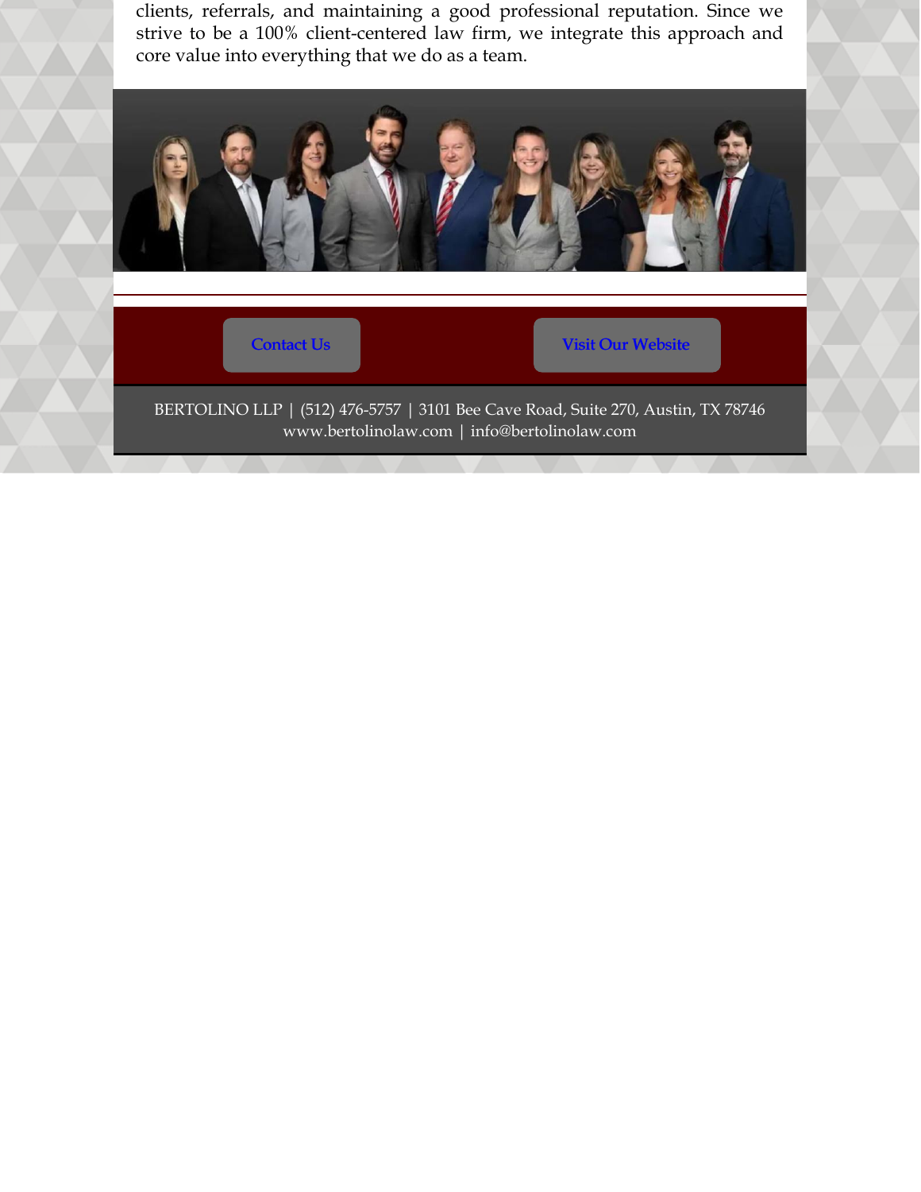clients, referrals, and maintaining a good professional reputation. Since we strive to be a 100% client-centered law firm, we integrate this approach and core value into everything that we do as a team.

Contact Us

Visit Our Website

BERTOLINO LLP | (512) 476-5757 | 3101 Bee Cave Road, Suite 270, Austin, TX 78746
www.bertolinolaw.com | info@bertolinolaw.com